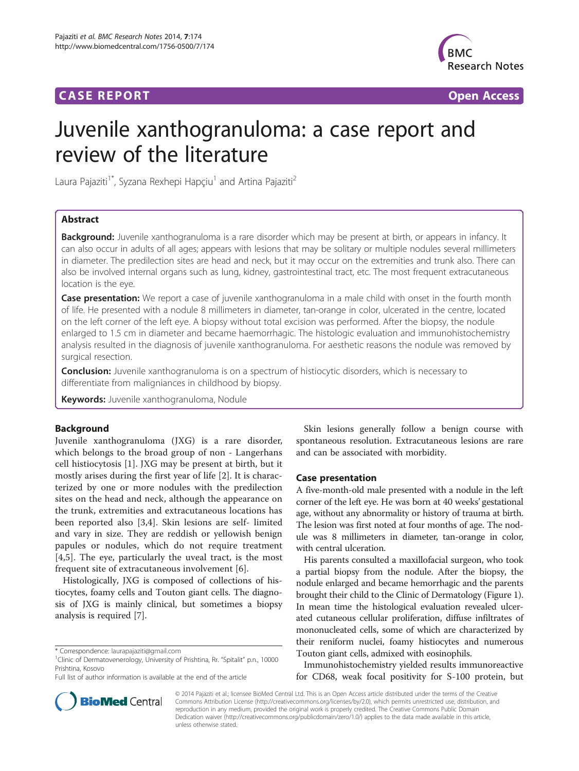**CASE REPORT** **Open Access**

# Juvenile xanthogranuloma: a case report and review of the literature

Laura Pajaziti[1*], Syzana Rexhepi Hapçiu[1] and Artina Pajaziti[2]

## Abstract

**Background:** Juvenile xanthogranuloma is a rare disorder which may be present at birth, or appears in infancy. It can also occur in adults of all ages; appears with lesions that may be solitary or multiple nodules several millimeters in diameter. The predilection sites are head and neck, but it may occur on the extremities and trunk also. There can also be involved internal organs such as lung, kidney, gastrointestinal tract, etc. The most frequent extracutaneous location is the eye.

**Case presentation:** We report a case of juvenile xanthogranuloma in a male child with onset in the fourth month of life. He presented with a nodule 8 millimeters in diameter, tan-orange in color, ulcerated in the centre, located on the left corner of the left eye. A biopsy without total excision was performed. After the biopsy, the nodule enlarged to 1.5 cm in diameter and became haemorrhagic. The histologic evaluation and immunohistochemistry analysis resulted in the diagnosis of juvenile xanthogranuloma. For aesthetic reasons the nodule was removed by surgical resection.

**Conclusion:** Juvenile xanthogranuloma is on a spectrum of histiocytic disorders, which is necessary to differentiate from maligniances in childhood by biopsy.

**Keywords:** Juvenile xanthogranuloma, Nodule

## Background

Juvenile xanthogranuloma (JXG) is a rare disorder, which belongs to the broad group of non - Langerhans cell histiocytosis [1]. JXG may be present at birth, but it mostly arises during the first year of life [2]. It is characterized by one or more nodules with the predilection sites on the head and neck, although the appearance on the trunk, extremities and extracutaneous locations has been reported also [3,4]. Skin lesions are self- limited and vary in size. They are reddish or yellowish benign papules or nodules, which do not require treatment [4,5]. The eye, particularly the uveal tract, is the most frequent site of extracutaneous involvement [6].

Histologically, JXG is composed of collections of histiocytes, foamy cells and Touton giant cells. The diagnosis of JXG is mainly clinical, but sometimes a biopsy analysis is required [7].

Skin lesions generally follow a benign course with spontaneous resolution. Extracutaneous lesions are rare and can be associated with morbidity.

## Case presentation

A five-month-old male presented with a nodule in the left corner of the left eye. He was born at 40 weeks' gestational age, without any abnormality or history of trauma at birth. The lesion was first noted at four months of age. The nodule was 8 millimeters in diameter, tan-orange in color, with central ulceration.

His parents consulted a maxillofacial surgeon, who took a partial biopsy from the nodule. After the biopsy, the nodule enlarged and became hemorrhagic and the parents brought their child to the Clinic of Dermatology (Figure 1). In mean time the histological evaluation revealed ulcerated cutaneous cellular proliferation, diffuse infiltrates of mononucleated cells, some of which are characterized by their reniform nuclei, foamy histiocytes and numerous Touton giant cells, admixed with eosinophils.

Immunohistochemistry yielded results immunoreactive for CD68, weak focal positivity for S-100 protein, but

\* Correspondence: laurapajaziti@gmail.com
[1]Clinic of Dermatovenerology, University of Prishtina, Rr. "Spitalit" p.n., 10000 Prishtina, Kosovo
Full list of author information is available at the end of the article

© 2014 Pajaziti et al.; licensee BioMed Central Ltd. This is an Open Access article distributed under the terms of the Creative Commons Attribution License (http://creativecommons.org/licenses/by/2.0), which permits unrestricted use, distribution, and reproduction in any medium, provided the original work is properly credited. The Creative Commons Public Domain Dedication waiver (http://creativecommons.org/publicdomain/zero/1.0/) applies to the data made available in this article, unless otherwise stated.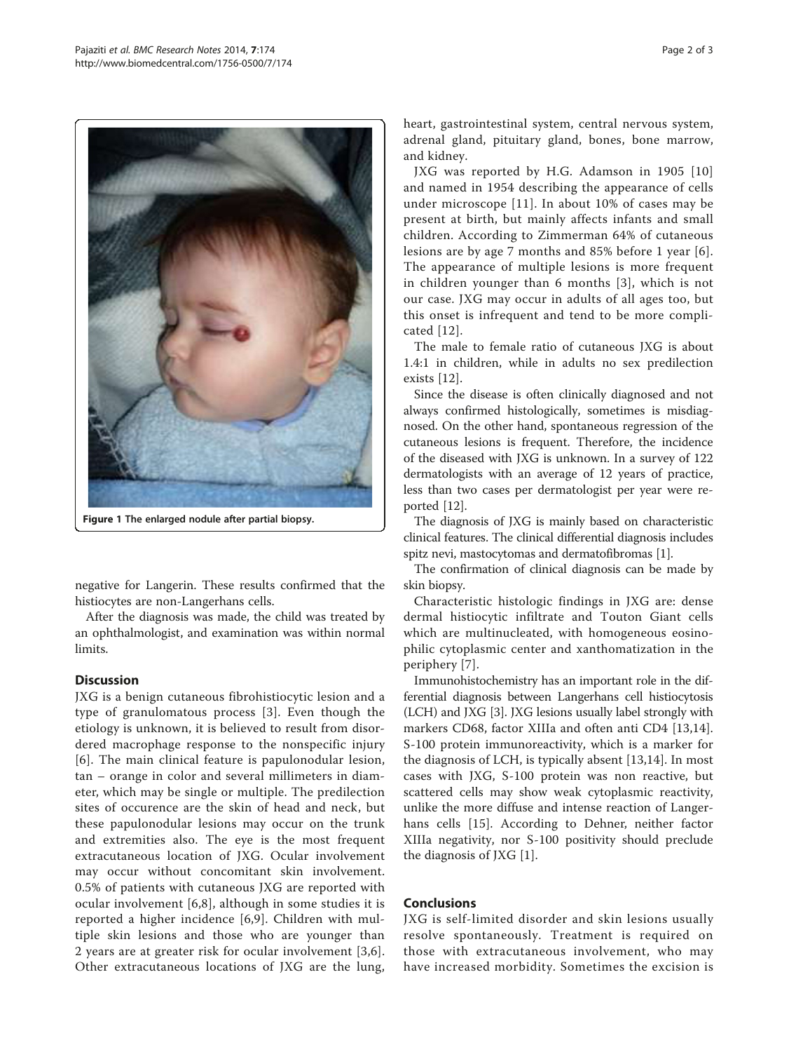Figure 1 The enlarged nodule after partial biopsy.

negative for Langerin. These results confirmed that the histiocytes are non-Langerhans cells.

After the diagnosis was made, the child was treated by an ophthalmologist, and examination was within normal limits.

## Discussion

JXG is a benign cutaneous fibrohistiocytic lesion and a type of granulomatous process [3]. Even though the etiology is unknown, it is believed to result from disordered macrophage response to the nonspecific injury [6]. The main clinical feature is papulonodular lesion, tan – orange in color and several millimeters in diameter, which may be single or multiple. The predilection sites of occurence are the skin of head and neck, but these papulonodular lesions may occur on the trunk and extremities also. The eye is the most frequent extracutaneous location of JXG. Ocular involvement may occur without concomitant skin involvement. 0.5% of patients with cutaneous JXG are reported with ocular involvement [6,8], although in some studies it is reported a higher incidence [6,9]. Children with multiple skin lesions and those who are younger than 2 years are at greater risk for ocular involvement [3,6]. Other extracutaneous locations of JXG are the lung, heart, gastrointestinal system, central nervous system, adrenal gland, pituitary gland, bones, bone marrow, and kidney.

JXG was reported by H.G. Adamson in 1905 [10] and named in 1954 describing the appearance of cells under microscope [11]. In about 10% of cases may be present at birth, but mainly affects infants and small children. According to Zimmerman 64% of cutaneous lesions are by age 7 months and 85% before 1 year [6]. The appearance of multiple lesions is more frequent in children younger than 6 months [3], which is not our case. JXG may occur in adults of all ages too, but this onset is infrequent and tend to be more complicated [12].

The male to female ratio of cutaneous JXG is about 1.4:1 in children, while in adults no sex predilection exists [12].

Since the disease is often clinically diagnosed and not always confirmed histologically, sometimes is misdiagnosed. On the other hand, spontaneous regression of the cutaneous lesions is frequent. Therefore, the incidence of the diseased with JXG is unknown. In a survey of 122 dermatologists with an average of 12 years of practice, less than two cases per dermatologist per year were reported [12].

The diagnosis of JXG is mainly based on characteristic clinical features. The clinical differential diagnosis includes spitz nevi, mastocytomas and dermatofibromas [1].

The confirmation of clinical diagnosis can be made by skin biopsy.

Characteristic histologic findings in JXG are: dense dermal histiocytic infiltrate and Touton Giant cells which are multinucleated, with homogeneous eosinophilic cytoplasmic center and xanthomatization in the periphery [7].

Immunohistochemistry has an important role in the differential diagnosis between Langerhans cell histiocytosis (LCH) and JXG [3]. JXG lesions usually label strongly with markers CD68, factor XIIIa and often anti CD4 [13,14]. S-100 protein immunoreactivity, which is a marker for the diagnosis of LCH, is typically absent [13,14]. In most cases with JXG, S-100 protein was non reactive, but scattered cells may show weak cytoplasmic reactivity, unlike the more diffuse and intense reaction of Langerhans cells [15]. According to Dehner, neither factor XIIIa negativity, nor S-100 positivity should preclude the diagnosis of JXG [1].

## Conclusions

JXG is self-limited disorder and skin lesions usually resolve spontaneously. Treatment is required on those with extracutaneous involvement, who may have increased morbidity. Sometimes the excision is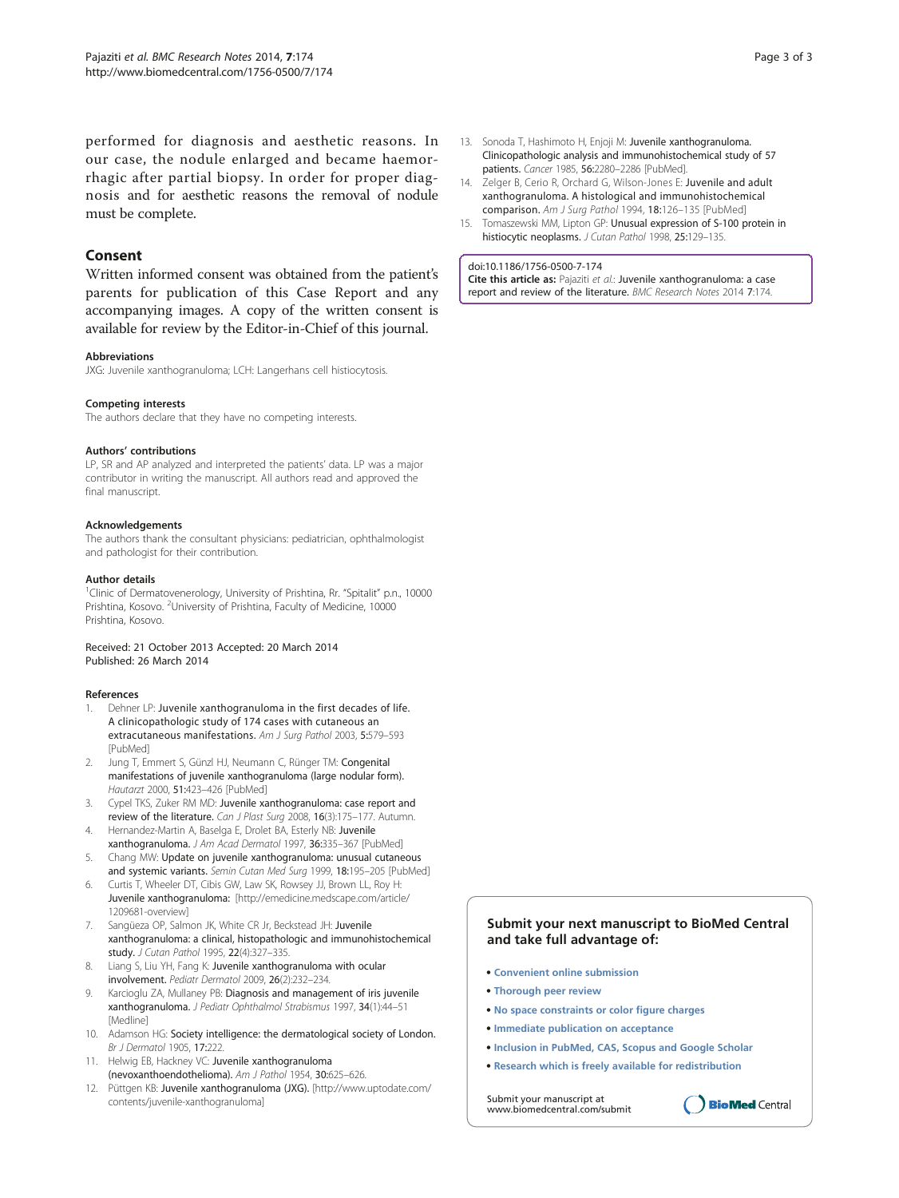performed for diagnosis and aesthetic reasons. In our case, the nodule enlarged and became haemorrhagic after partial biopsy. In order for proper diagnosis and for aesthetic reasons the removal of nodule must be complete.

## Consent

Written informed consent was obtained from the patient's parents for publication of this Case Report and any accompanying images. A copy of the written consent is available for review by the Editor-in-Chief of this journal.

#### Abbreviations

JXG: Juvenile xanthogranuloma; LCH: Langerhans cell histiocytosis.

#### Competing interests

The authors declare that they have no competing interests.

#### Authors' contributions

LP, SR and AP analyzed and interpreted the patients' data. LP was a major contributor in writing the manuscript. All authors read and approved the final manuscript.

#### Acknowledgements

The authors thank the consultant physicians: pediatrician, ophthalmologist and pathologist for their contribution.

#### Author details

[1]Clinic of Dermatovenerology, University of Prishtina, Rr. "Spitalit" p.n., 10000 Prishtina, Kosovo. [2]University of Prishtina, Faculty of Medicine, 10000 Prishtina, Kosovo.

Received: 21 October 2013 Accepted: 20 March 2014
Published: 26 March 2014

#### References

1. Dehner LP: **Juvenile xanthogranuloma in the first decades of life. A clinicopathologic study of 174 cases with cutaneous an extracutaneous manifestations.** *Am J Surg Pathol* 2003, **5:**579–593 [PubMed]
2. Jung T, Emmert S, Günzl HJ, Neumann C, Rünger TM: **Congenital manifestations of juvenile xanthogranuloma (large nodular form).** *Hautarzt* 2000, **51:**423–426 [PubMed]
3. Cypel TKS, Zuker RM MD: **Juvenile xanthogranuloma: case report and review of the literature.** *Can J Plast Surg* 2008, **16**(3):175–177. Autumn.
4. Hernandez-Martin A, Baselga E, Drolet BA, Esterly NB: **Juvenile xanthogranuloma.** *J Am Acad Dermatol* 1997, **36:**335–367 [PubMed]
5. Chang MW: **Update on juvenile xanthogranuloma: unusual cutaneous and systemic variants.** *Semin Cutan Med Surg* 1999, **18:**195–205 [PubMed]
6. Curtis T, Wheeler DT, Cibis GW, Law SK, Rowsey JJ, Brown LL, Roy H: **Juvenile xanthogranuloma:** [http://emedicine.medscape.com/article/1209681-overview]
7. Sangüeza OP, Salmon JK, White CR Jr, Beckstead JH: **Juvenile xanthogranuloma: a clinical, histopathologic and immunohistochemical study.** *J Cutan Pathol* 1995, **22**(4):327–335.
8. Liang S, Liu YH, Fang K: **Juvenile xanthogranuloma with ocular involvement.** *Pediatr Dermatol* 2009, **26**(2):232–234.
9. Karcioglu ZA, Mullaney PB: **Diagnosis and management of iris juvenile xanthogranuloma.** *J Pediatr Ophthalmol Strabismus* 1997, **34**(1):44–51 [Medline]
10. Adamson HG: **Society intelligence: the dermatological society of London.** *Br J Dermatol* 1905, **17:**222.
11. Helwig EB, Hackney VC: **Juvenile xanthogranuloma (nevoxanthoendothelioma).** *Am J Pathol* 1954, **30:**625–626.
12. Püttgen KB: **Juvenile xanthogranuloma (JXG).** [http://www.uptodate.com/contents/juvenile-xanthogranuloma]
13. Sonoda T, Hashimoto H, Enjoji M: **Juvenile xanthogranuloma. Clinicopathologic analysis and immunohistochemical study of 57 patients.** *Cancer* 1985, **56:**2280–2286 [PubMed].
14. Zelger B, Cerio R, Orchard G, Wilson-Jones E: **Juvenile and adult xanthogranuloma. A histological and immunohistochemical comparison.** *Am J Surg Pathol* 1994, **18:**126–135 [PubMed]
15. Tomaszewski MM, Lipton GP: **Unusual expression of S-100 protein in histiocytic neoplasms.** *J Cutan Pathol* 1998, **25:**129–135.

doi:10.1186/1756-0500-7-174
**Cite this article as:** Pajaziti *et al.*: Juvenile xanthogranuloma: a case report and review of the literature. *BMC Research Notes* 2014 **7**:174.

**Submit your next manuscript to BioMed Central and take full advantage of:**

- **Convenient online submission**
- **Thorough peer review**
- **No space constraints or color figure charges**
- **Immediate publication on acceptance**
- **Inclusion in PubMed, CAS, Scopus and Google Scholar**
- **Research which is freely available for redistribution**

Submit your manuscript at
www.biomedcentral.com/submit

BioMed Central